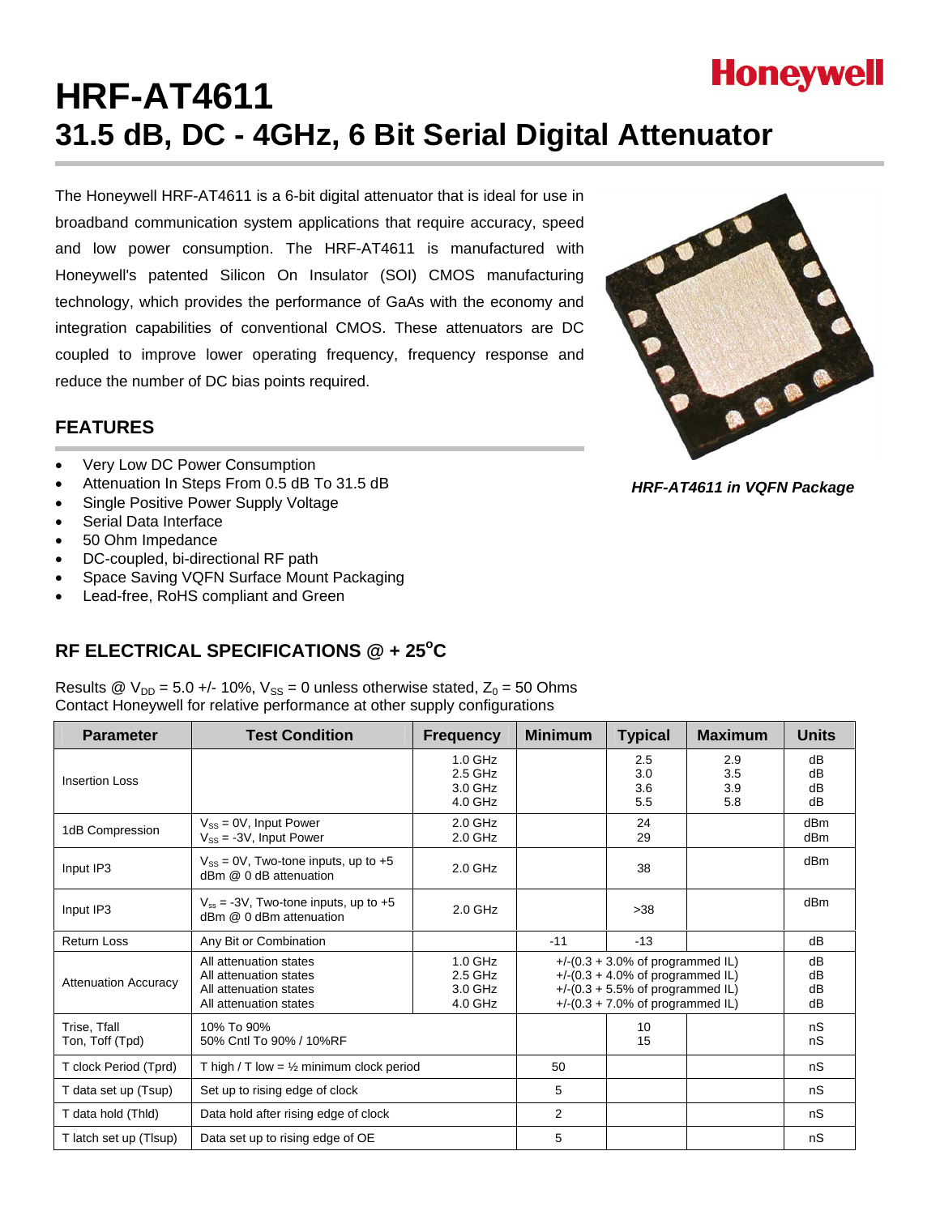Honeywell

# HRF-AT4611

# 31.5 dB, DC - 4GHz, 6 Bit Serial Digital Attenuator

The Honeywell HRF-AT4611 is a 6-bit digital attenuator that is ideal for use in broadband communication system applications that require accuracy, speed and low power consumption. The HRF-AT4611 is manufactured with Honeywell's patented Silicon On Insulator (SOI) CMOS manufacturing technology, which provides the performance of GaAs with the economy and integration capabilities of conventional CMOS. These attenuators are DC coupled to improve lower operating frequency, frequency response and reduce the number of DC bias points required.

*HRF-AT4611 in VQFN Package*

## FEATURES

- Very Low DC Power Consumption
- Attenuation In Steps From 0.5 dB To 31.5 dB
- Single Positive Power Supply Voltage
- Serial Data Interface
- 50 Ohm Impedance
- DC-coupled, bi-directional RF path
- Space Saving VQFN Surface Mount Packaging
- Lead-free, RoHS compliant and Green

## RF ELECTRICAL SPECIFICATIONS @ + 25°C

Results @ $V_{DD}$ = 5.0 +/- 10%, $V_{SS}$ = 0 unless otherwise stated, $Z_0$ = 50 Ohms
Contact Honeywell for relative performance at other supply configurations

| Parameter | Test Condition | Frequency | Minimum | Typical | Maximum | Units |
|---|---|---|---|---|---|---|
| Insertion Loss | | 1.0 GHz<br>2.5 GHz<br>3.0 GHz<br>4.0 GHz | | 2.5<br>3.0<br>3.6<br>5.5 | 2.9<br>3.5<br>3.9<br>5.8 | dB<br>dB<br>dB<br>dB |
| 1dB Compression | $V_{SS}$ = 0V, Input Power<br>$V_{SS}$ = -3V, Input Power | 2.0 GHz<br>2.0 GHz | | 24<br>29 | | dBm<br>dBm |
| Input IP3 | $V_{SS}$ = 0V, Two-tone inputs, up to +5 dBm @ 0 dB attenuation | 2.0 GHz | | 38 | | dBm |
| Input IP3 | $V_{ss}$ = -3V, Two-tone inputs, up to +5 dBm @ 0 dBm attenuation | 2.0 GHz | | >38 | | dBm |
| Return Loss | Any Bit or Combination | | -11 | -13 | | dB |
| Attenuation Accuracy | All attenuation states<br>All attenuation states<br>All attenuation states<br>All attenuation states | 1.0 GHz<br>2.5 GHz<br>3.0 GHz<br>4.0 GHz | +/-(0.3 + 3.0% of programmed IL)<br>+/-(0.3 + 4.0% of programmed IL)<br>+/-(0.3 + 5.5% of programmed IL)<br>+/-(0.3 + 7.0% of programmed IL) | | | dB<br>dB<br>dB<br>dB |
| Trise, Tfall<br>Ton, Toff (Tpd) | 10% To 90%<br>50% Cntl To 90% / 10%RF | | | 10<br>15 | | nS<br>nS |
| T clock Period (Tprd) | T high / T low = ½ minimum clock period | | 50 | | | nS |
| T data set up (Tsup) | Set up to rising edge of clock | | 5 | | | nS |
| T data hold (Thld) | Data hold after rising edge of clock | | 2 | | | nS |
| T latch set up (Tlsup) | Data set up to rising edge of OE | | 5 | | | nS |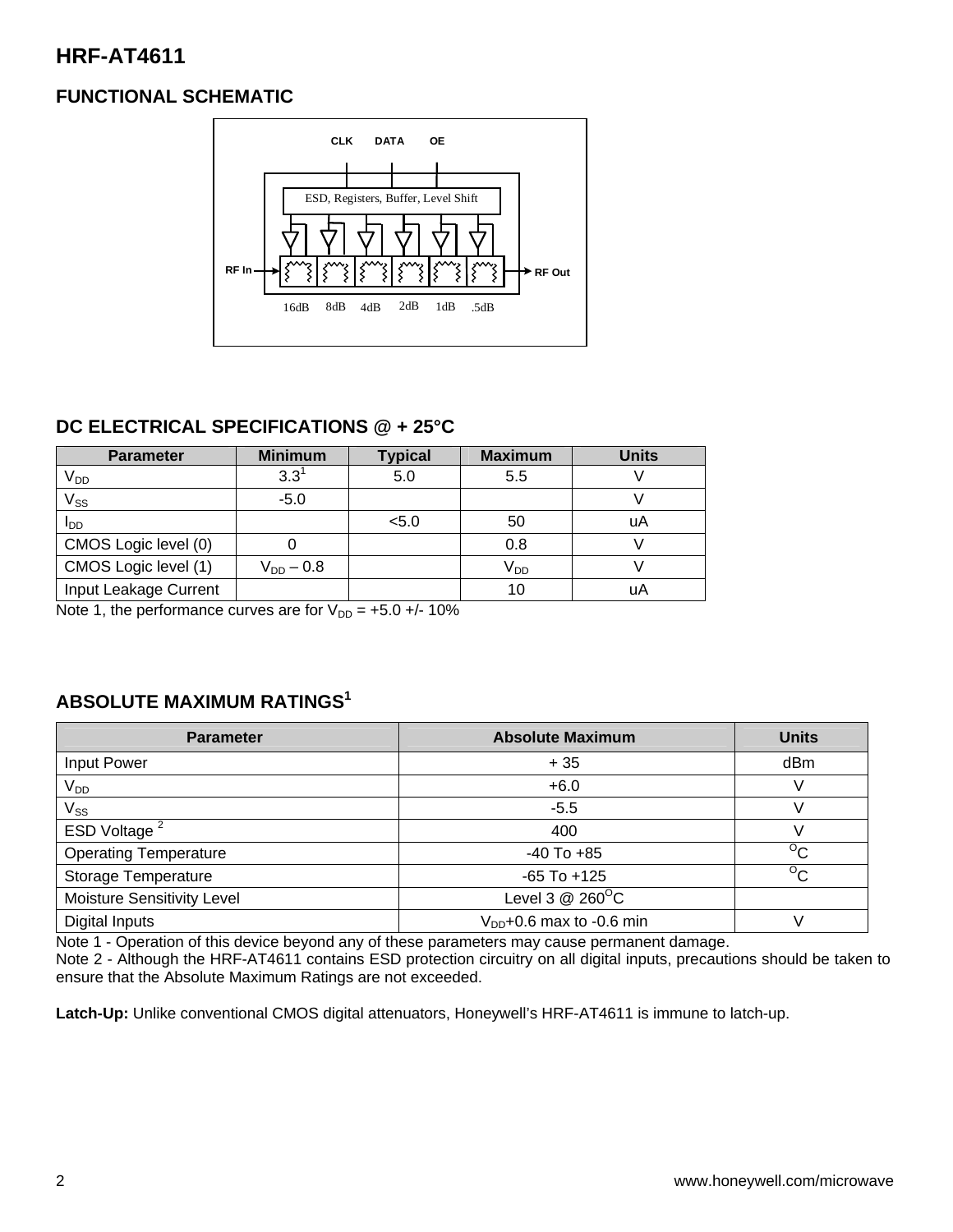# HRF-AT4611

## FUNCTIONAL SCHEMATIC

CLK DATA OE

ESD, Registers, Buffer, Level Shift

RF In → RF Out

16dB 8dB 4dB 2dB 1dB .5dB

## DC ELECTRICAL SPECIFICATIONS @ + 25°C

| Parameter | Minimum | Typical | Maximum | Units |
|---|---|---|---|---|
| $V_{DD}$ | 3.3[1] | 5.0 | 5.5 | V |
| $V_{SS}$ | -5.0 | | | V |
| $I_{DD}$ | | <5.0 | 50 | uA |
| CMOS Logic level (0) | 0 | | 0.8 | V |
| CMOS Logic level (1) | $V_{DD}$ – 0.8 | | $V_{DD}$ | V |
| Input Leakage Current | | | 10 | uA |

Note 1, the performance curves are for $V_{DD}$ = +5.0 +/- 10%

## ABSOLUTE MAXIMUM RATINGS[1]

| Parameter | Absolute Maximum | Units |
|---|---|---|
| Input Power | + 35 | dBm |
| $V_{DD}$ | +6.0 | V |
| $V_{SS}$ | -5.5 | V |
| ESD Voltage [2] | 400 | V |
| Operating Temperature | -40 To +85 | $^{O}$C |
| Storage Temperature | -65 To +125 | $^{O}$C |
| Moisture Sensitivity Level | Level 3 @ 260$^{O}$C | |
| Digital Inputs | $V_{DD}$+0.6 max to -0.6 min | V |

Note 1 - Operation of this device beyond any of these parameters may cause permanent damage.
Note 2 - Although the HRF-AT4611 contains ESD protection circuitry on all digital inputs, precautions should be taken to ensure that the Absolute Maximum Ratings are not exceeded.

**Latch-Up:** Unlike conventional CMOS digital attenuators, Honeywell's HRF-AT4611 is immune to latch-up.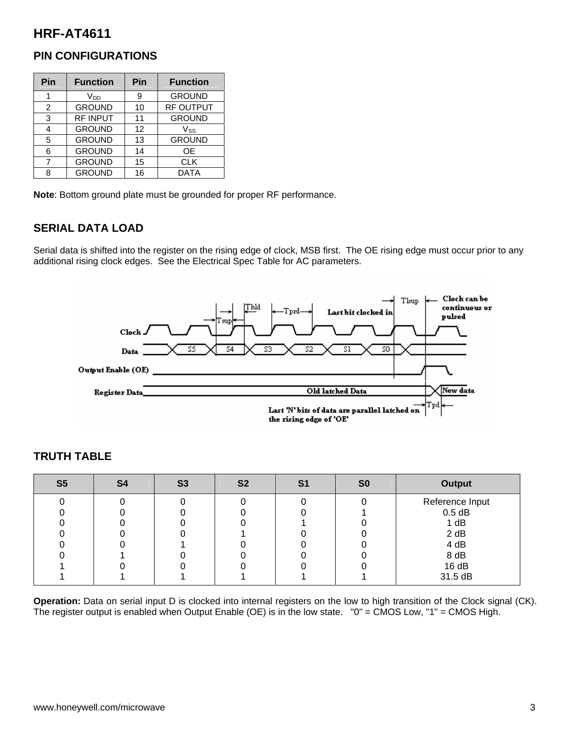## HRF-AT4611

### PIN CONFIGURATIONS

| Pin | Function | Pin | Function |
|---|---|---|---|
| 1 | $V_{DD}$ | 9 | GROUND |
| 2 | GROUND | 10 | RF OUTPUT |
| 3 | RF INPUT | 11 | GROUND |
| 4 | GROUND | 12 | $V_{SS}$ |
| 5 | GROUND | 13 | GROUND |
| 6 | GROUND | 14 | OE |
| 7 | GROUND | 15 | CLK |
| 8 | GROUND | 16 | DATA |

**Note**: Bottom ground plate must be grounded for proper RF performance.

### SERIAL DATA LOAD

Serial data is shifted into the register on the rising edge of clock, MSB first. The OE rising edge must occur prior to any additional rising clock edges. See the Electrical Spec Table for AC parameters.

### TRUTH TABLE

| S5 | S4 | S3 | S2 | S1 | S0 | Output |
|---|---|---|---|---|---|---|
| 0 | 0 | 0 | 0 | 0 | 0 | Reference Input |
| 0 | 0 | 0 | 0 | 0 | 1 | 0.5 dB |
| 0 | 0 | 0 | 0 | 1 | 0 | 1 dB |
| 0 | 0 | 0 | 1 | 0 | 0 | 2 dB |
| 0 | 0 | 1 | 0 | 0 | 0 | 4 dB |
| 0 | 1 | 0 | 0 | 0 | 0 | 8 dB |
| 1 | 0 | 0 | 0 | 0 | 0 | 16 dB |
| 1 | 1 | 1 | 1 | 1 | 1 | 31.5 dB |

**Operation:** Data on serial input D is clocked into internal registers on the low to high transition of the Clock signal (CK). The register output is enabled when Output Enable (OE) is in the low state. "0" = CMOS Low, "1" = CMOS High.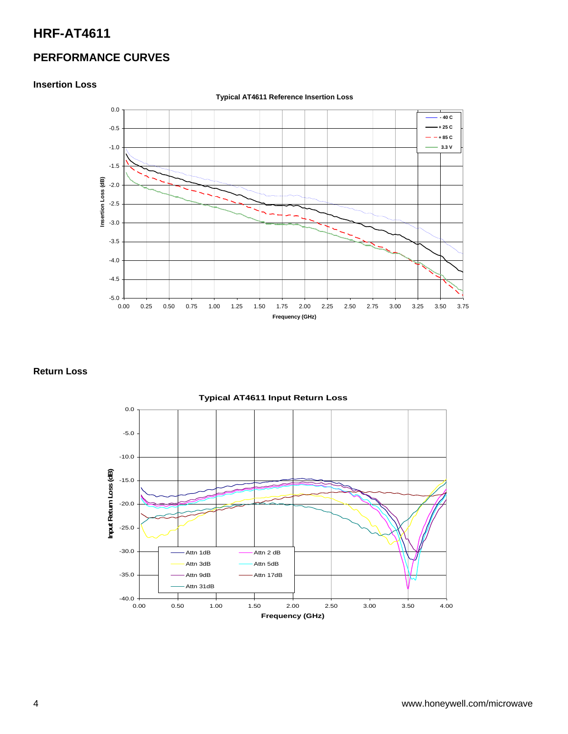# HRF-AT4611

## PERFORMANCE CURVES

### Insertion Loss

**Typical AT4611 Reference Insertion Loss**

Insertion Loss (dB)

Frequency (GHz)

- 40 C
+ 25 C
+ 85 C
3.3 V

### Return Loss

**Typical AT4611 Input Return Loss**

Input Return Loss (dB)

Frequency (GHz)

Attn 1dB
Attn 2 dB
Attn 3dB
Attn 5dB
Attn 9dB
Attn 17dB
Attn 31dB

www.honeywell.com/microwave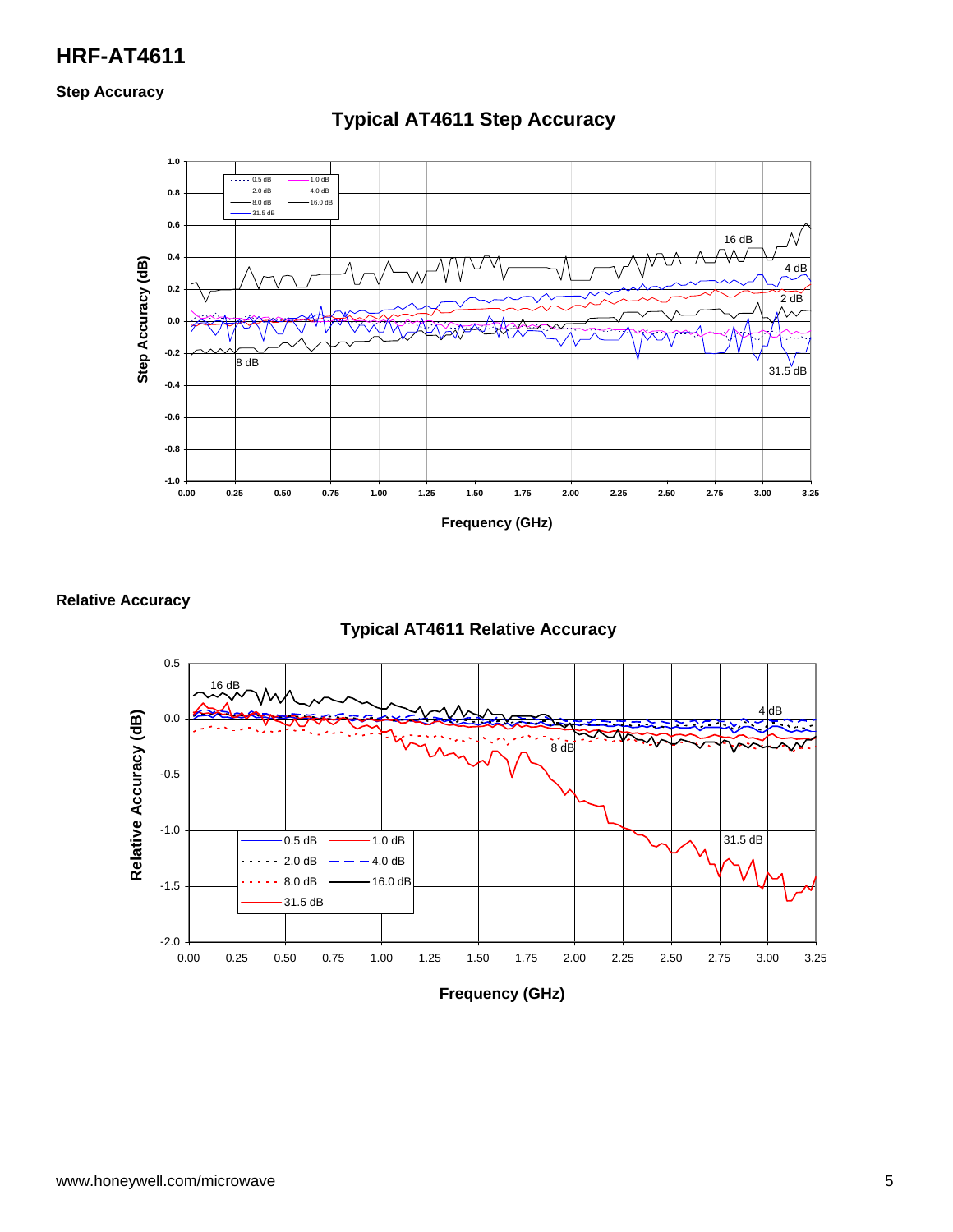## Step Accuracy

**Typical AT4611 Step Accuracy**

Step Accuracy (dB) vs. Frequency (GHz)

Legend: 0.5 dB, 1.0 dB, 2.0 dB, 4.0 dB, 8.0 dB, 16.0 dB, 31.5 dB

Curve labels: 16 dB, 4 dB, 2 dB, 8 dB, 31.5 dB

## Relative Accuracy

**Typical AT4611 Relative Accuracy**

Relative Accuracy (dB) vs. Frequency (GHz)

Legend: 0.5 dB, 1.0 dB, 2.0 dB, 4.0 dB, 8.0 dB, 16.0 dB, 31.5 dB

Curve labels: 16 dB, 4 dB, 8 dB, 31.5 dB

www.honeywell.com/microwave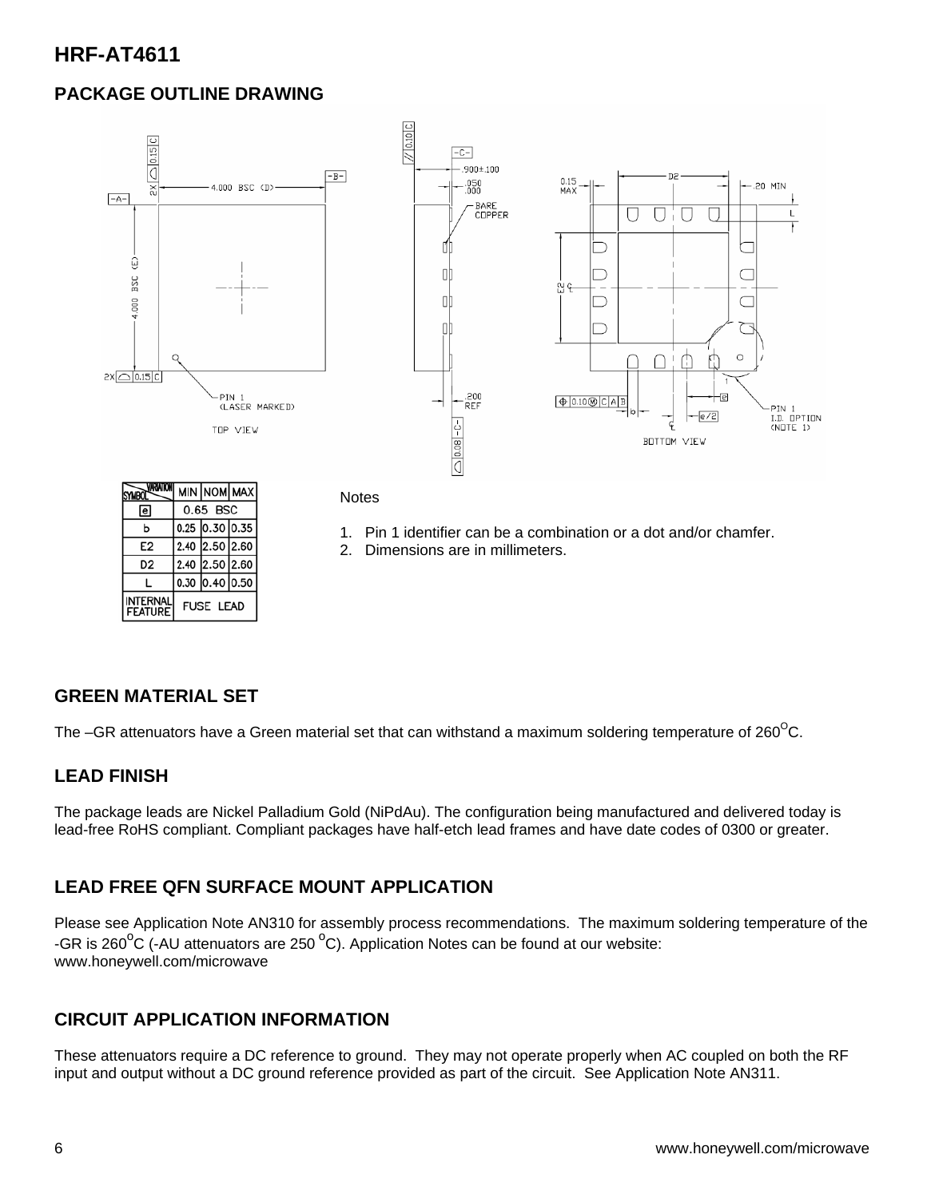# HRF-AT4611

## PACKAGE OUTLINE DRAWING

| SYMBOL / VARIATION | MIN | NOM | MAX |
|---|---|---|---|
| e | 0.65 BSC | | |
| b | 0.25 | 0.30 | 0.35 |
| E2 | 2.40 | 2.50 | 2.60 |
| D2 | 2.40 | 2.50 | 2.60 |
| L | 0.30 | 0.40 | 0.50 |
| INTERNAL FEATURE | FUSE LEAD | | |

Notes

1. Pin 1 identifier can be a combination or a dot and/or chamfer.
2. Dimensions are in millimeters.

## GREEN MATERIAL SET

The –GR attenuators have a Green material set that can withstand a maximum soldering temperature of 260°C.

## LEAD FINISH

The package leads are Nickel Palladium Gold (NiPdAu). The configuration being manufactured and delivered today is lead-free RoHS compliant. Compliant packages have half-etch lead frames and have date codes of 0300 or greater.

## LEAD FREE QFN SURFACE MOUNT APPLICATION

Please see Application Note AN310 for assembly process recommendations. The maximum soldering temperature of the -GR is 260°C (-AU attenuators are 250 °C). Application Notes can be found at our website: www.honeywell.com/microwave

## CIRCUIT APPLICATION INFORMATION

These attenuators require a DC reference to ground. They may not operate properly when AC coupled on both the RF input and output without a DC ground reference provided as part of the circuit. See Application Note AN311.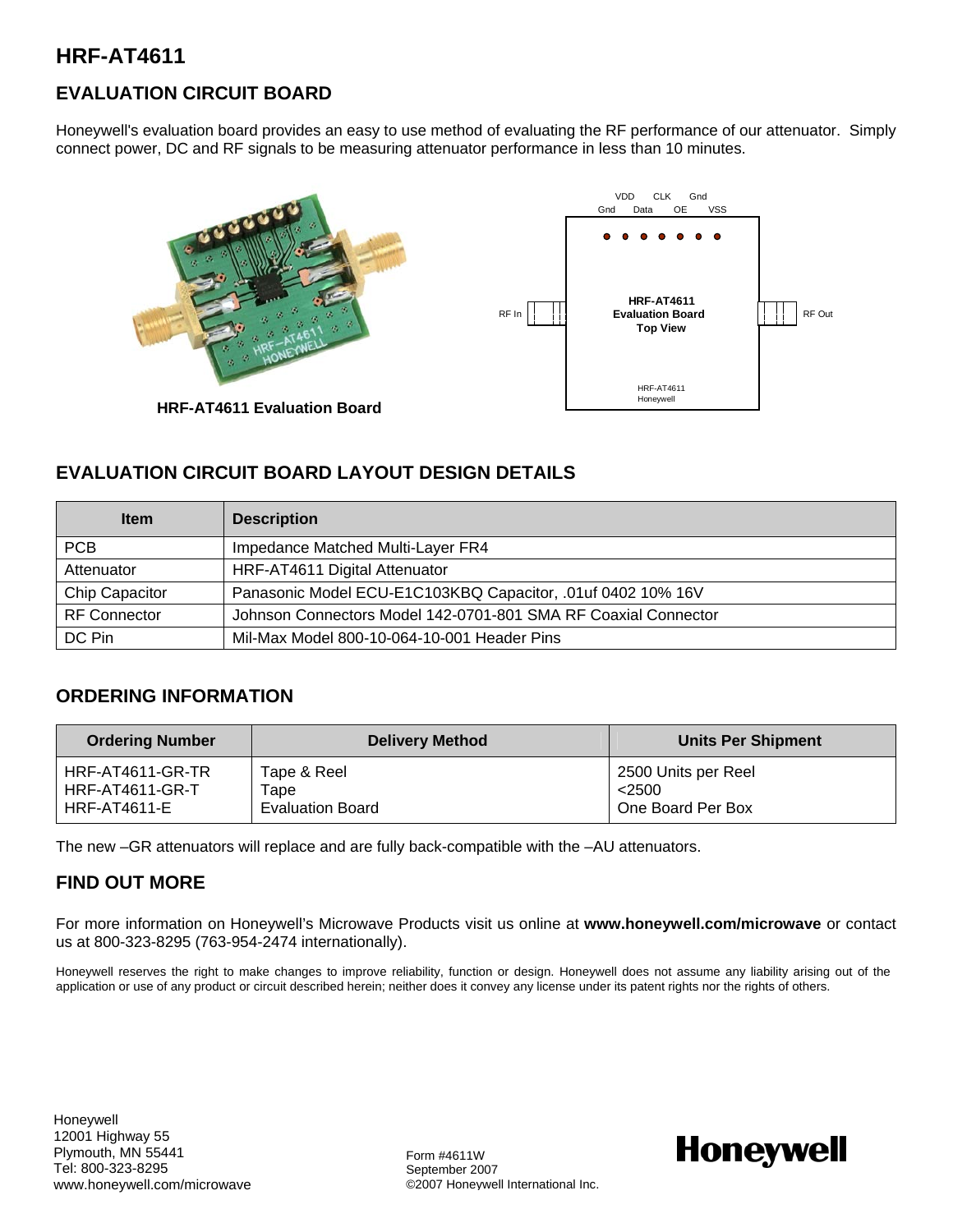# HRF-AT4611

## EVALUATION CIRCUIT BOARD

Honeywell's evaluation board provides an easy to use method of evaluating the RF performance of our attenuator. Simply connect power, DC and RF signals to be measuring attenuator performance in less than 10 minutes.

HRF-AT4611 Evaluation Board

VDD CLK Gnd
Gnd Data OE VSS

RF In

HRF-AT4611
Evaluation Board
Top View

RF Out

HRF-AT4611
Honeywell

## EVALUATION CIRCUIT BOARD LAYOUT DESIGN DETAILS

| Item | Description |
|---|---|
| PCB | Impedance Matched Multi-Layer FR4 |
| Attenuator | HRF-AT4611 Digital Attenuator |
| Chip Capacitor | Panasonic Model ECU-E1C103KBQ Capacitor, .01uf 0402 10% 16V |
| RF Connector | Johnson Connectors Model 142-0701-801 SMA RF Coaxial Connector |
| DC Pin | Mil-Max Model 800-10-064-10-001 Header Pins |

## ORDERING INFORMATION

| Ordering Number | Delivery Method | Units Per Shipment |
|---|---|---|
| HRF-AT4611-GR-TR | Tape & Reel | 2500 Units per Reel |
| HRF-AT4611-GR-T | Tape | <2500 |
| HRF-AT4611-E | Evaluation Board | One Board Per Box |

The new –GR attenuators will replace and are fully back-compatible with the –AU attenuators.

## FIND OUT MORE

For more information on Honeywell's Microwave Products visit us online at **www.honeywell.com/microwave** or contact us at 800-323-8295 (763-954-2474 internationally).

Honeywell reserves the right to make changes to improve reliability, function or design. Honeywell does not assume any liability arising out of the application or use of any product or circuit described herein; neither does it convey any license under its patent rights nor the rights of others.

Honeywell
12001 Highway 55
Plymouth, MN 55441
Tel: 800-323-8295
www.honeywell.com/microwave

Form #4611W
September 2007
©2007 Honeywell International Inc.

**Honeywell**